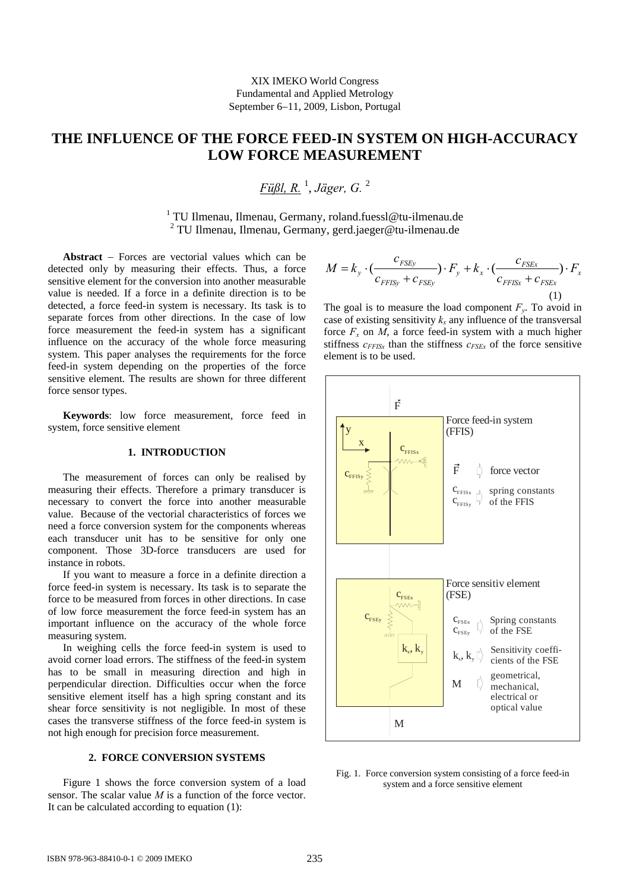XIX IMEKO World Congress
Fundamental and Applied Metrology
September 6–11, 2009, Lisbon, Portugal

# THE INFLUENCE OF THE FORCE FEED-IN SYSTEM ON HIGH-ACCURACY LOW FORCE MEASUREMENT

*Füßl, R.* [1], *Jäger, G.* [2]

[1] TU Ilmenau, Ilmenau, Germany, roland.fuessl@tu-ilmenau.de
[2] TU Ilmenau, Ilmenau, Germany, gerd.jaeger@tu-ilmenau.de

**Abstract** – Forces are vectorial values which can be detected only by measuring their effects. Thus, a force sensitive element for the conversion into another measurable value is needed. If a force in a definite direction is to be detected, a force feed-in system is necessary. Its task is to separate forces from other directions. In the case of low force measurement the feed-in system has a significant influence on the accuracy of the whole force measuring system. This paper analyses the requirements for the force feed-in system depending on the properties of the force sensitive element. The results are shown for three different force sensor types.

**Keywords**: low force measurement, force feed in system, force sensitive element

## 1. INTRODUCTION

The measurement of forces can only be realised by measuring their effects. Therefore a primary transducer is necessary to convert the force into another measurable value. Because of the vectorial characteristics of forces we need a force conversion system for the components whereas each transducer unit has to be sensitive for only one component. Those 3D-force transducers are used for instance in robots.

If you want to measure a force in a definite direction a force feed-in system is necessary. Its task is to separate the force to be measured from forces in other directions. In case of low force measurement the force feed-in system has an important influence on the accuracy of the whole force measuring system.

In weighing cells the force feed-in system is used to avoid corner load errors. The stiffness of the feed-in system has to be small in measuring direction and high in perpendicular direction. Difficulties occur when the force sensitive element itself has a high spring constant and its shear force sensitivity is not negligible. In most of these cases the transverse stiffness of the force feed-in system is not high enough for precision force measurement.

## 2. FORCE CONVERSION SYSTEMS

Figure 1 shows the force conversion system of a load sensor. The scalar value $M$ is a function of the force vector. It can be calculated according to equation (1):

$$M = k_y \cdot \left(\frac{c_{FSEy}}{c_{FFISy} + c_{FSEy}}\right) \cdot F_y + k_x \cdot \left(\frac{c_{FSEx}}{c_{FFISx} + c_{FSEx}}\right) \cdot F_x \quad (1)$$

The goal is to measure the load component $F_y$. To avoid in case of existing sensitivity $k_x$ any influence of the transversal force $F_x$ on $M$, a force feed-in system with a much higher stiffness $c_{FFISx}$ than the stiffness $c_{FSEx}$ of the force sensitive element is to be used.

Fig. 1. Force conversion system consisting of a force feed-in system and a force sensitive element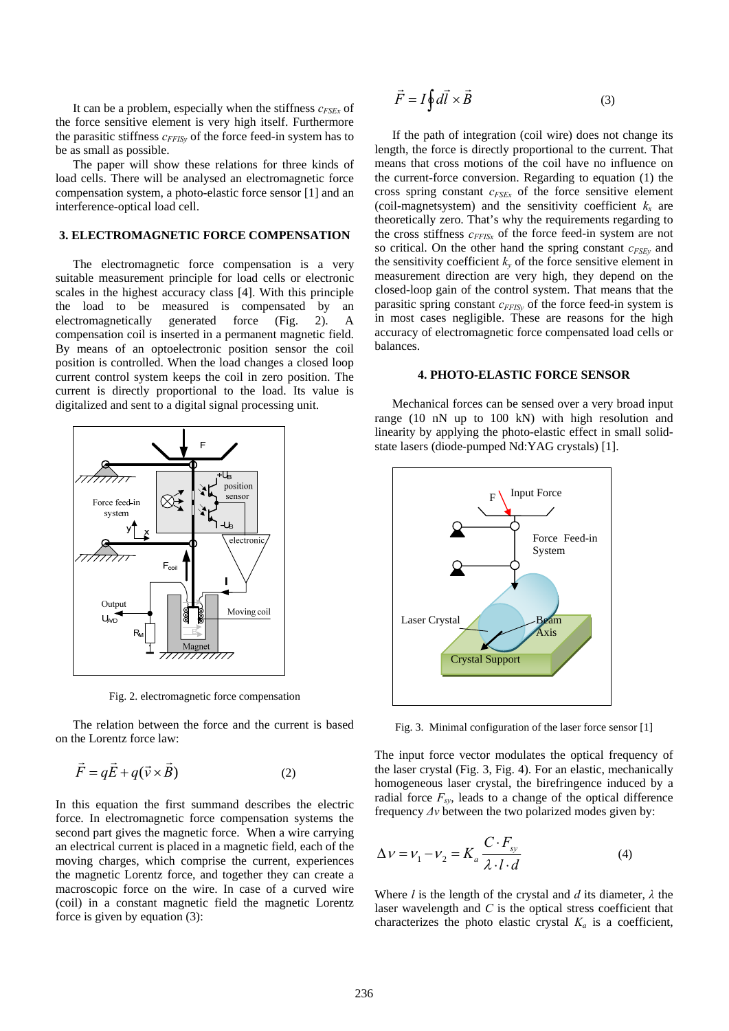It can be a problem, especially when the stiffness $c_{FSEx}$ of the force sensitive element is very high itself. Furthermore the parasitic stiffness $c_{FFISy}$ of the force feed-in system has to be as small as possible.

The paper will show these relations for three kinds of load cells. There will be analysed an electromagnetic force compensation system, a photo-elastic force sensor [1] and an interference-optical load cell.

## 3. ELECTROMAGNETIC FORCE COMPENSATION

The electromagnetic force compensation is a very suitable measurement principle for load cells or electronic scales in the highest accuracy class [4]. With this principle the load to be measured is compensated by an electromagnetically generated force (Fig. 2). A compensation coil is inserted in a permanent magnetic field. By means of an optoelectronic position sensor the coil position is controlled. When the load changes a closed loop current control system keeps the coil in zero position. The current is directly proportional to the load. Its value is digitalized and sent to a digital signal processing unit.

Fig. 2. electromagnetic force compensation

The relation between the force and the current is based on the Lorentz force law:

$$\vec{F} = q\vec{E} + q(\vec{v} \times \vec{B}) \tag{2}$$

In this equation the first summand describes the electric force. In electromagnetic force compensation systems the second part gives the magnetic force. When a wire carrying an electrical current is placed in a magnetic field, each of the moving charges, which comprise the current, experiences the magnetic Lorentz force, and together they can create a macroscopic force on the wire. In case of a curved wire (coil) in a constant magnetic field the magnetic Lorentz force is given by equation (3):

$$\vec{F} = I \oint d\vec{l} \times \vec{B} \tag{3}$$

If the path of integration (coil wire) does not change its length, the force is directly proportional to the current. That means that cross motions of the coil have no influence on the current-force conversion. Regarding to equation (1) the cross spring constant $c_{FSEx}$ of the force sensitive element (coil-magnetsystem) and the sensitivity coefficient $k_x$ are theoretically zero. That's why the requirements regarding to the cross stiffness $c_{FFISx}$ of the force feed-in system are not so critical. On the other hand the spring constant $c_{FSEy}$ and the sensitivity coefficient $k_y$ of the force sensitive element in measurement direction are very high, they depend on the closed-loop gain of the control system. That means that the parasitic spring constant $c_{FFISy}$ of the force feed-in system is in most cases negligible. These are reasons for the high accuracy of electromagnetic force compensated load cells or balances.

## 4. PHOTO-ELASTIC FORCE SENSOR

Mechanical forces can be sensed over a very broad input range (10 nN up to 100 kN) with high resolution and linearity by applying the photo-elastic effect in small solid-state lasers (diode-pumped Nd:YAG crystals) [1].

Fig. 3. Minimal configuration of the laser force sensor [1]

The input force vector modulates the optical frequency of the laser crystal (Fig. 3, Fig. 4). For an elastic, mechanically homogeneous laser crystal, the birefringence induced by a radial force $F_{sy}$, leads to a change of the optical difference frequency $\Delta v$ between the two polarized modes given by:

$$\Delta \nu = \nu_1 - \nu_2 = K_a \frac{C \cdot F_{sy}}{\lambda \cdot l \cdot d} \tag{4}$$

Where $l$ is the length of the crystal and $d$ its diameter, $\lambda$ the laser wavelength and $C$ is the optical stress coefficient that characterizes the photo elastic crystal $K_a$ is a coefficient,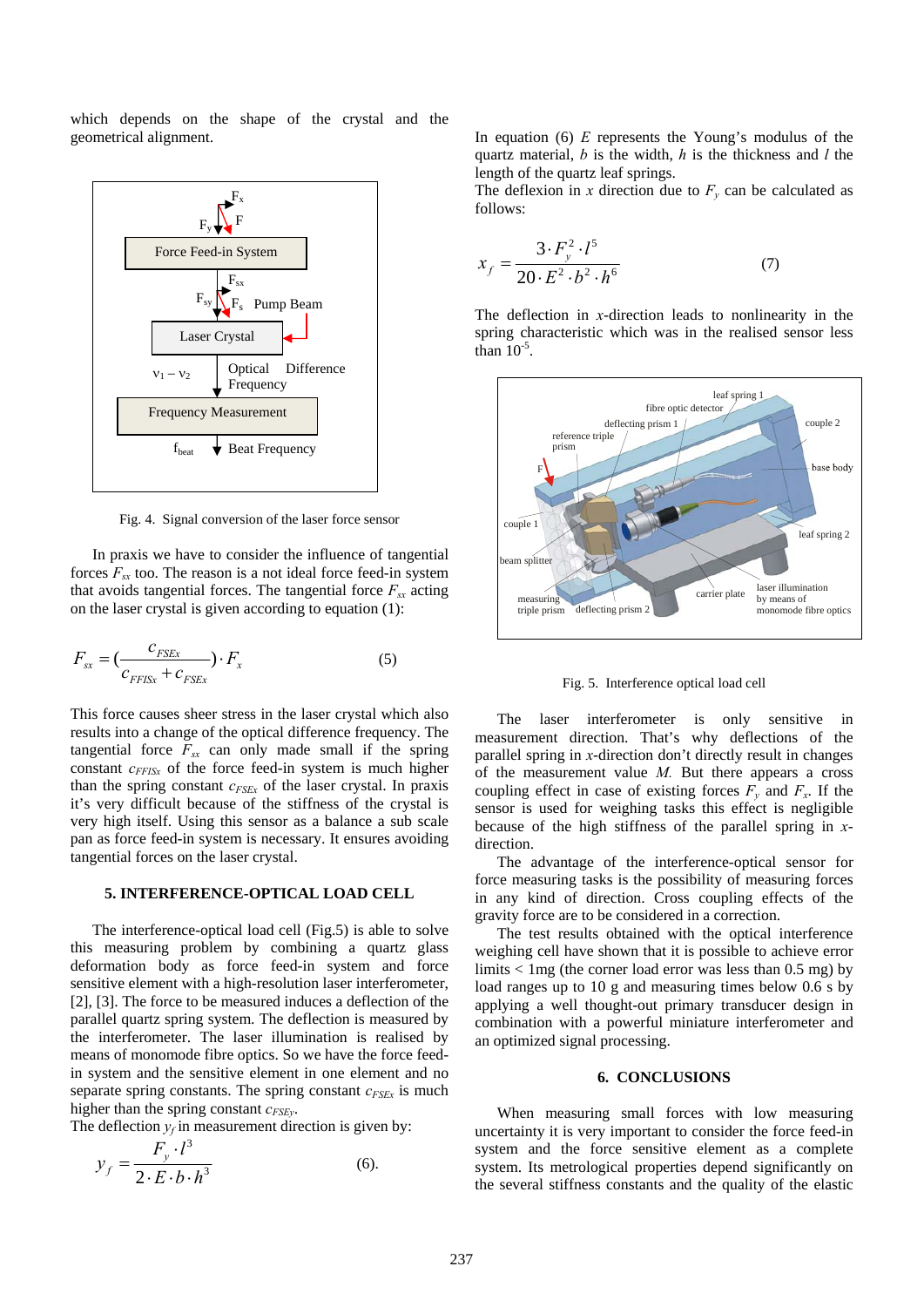which depends on the shape of the crystal and the geometrical alignment.

Fig. 4. Signal conversion of the laser force sensor

In praxis we have to consider the influence of tangential forces $F_{sx}$ too. The reason is a not ideal force feed-in system that avoids tangential forces. The tangential force $F_{sx}$ acting on the laser crystal is given according to equation (1):

$$F_{sx} = \left(\frac{c_{FSEx}}{c_{FFISx} + c_{FSEx}}\right) \cdot F_x \tag{5}$$

This force causes sheer stress in the laser crystal which also results into a change of the optical difference frequency. The tangential force $F_{sx}$ can only made small if the spring constant $c_{FFISx}$ of the force feed-in system is much higher than the spring constant $c_{FSEx}$ of the laser crystal. In praxis it's very difficult because of the stiffness of the crystal is very high itself. Using this sensor as a balance a sub scale pan as force feed-in system is necessary. It ensures avoiding tangential forces on the laser crystal.

## 5. INTERFERENCE-OPTICAL LOAD CELL

The interference-optical load cell (Fig.5) is able to solve this measuring problem by combining a quartz glass deformation body as force feed-in system and force sensitive element with a high-resolution laser interferometer, [2], [3]. The force to be measured induces a deflection of the parallel quartz spring system. The deflection is measured by the interferometer. The laser illumination is realised by means of monomode fibre optics. So we have the force feed-in system and the sensitive element in one element and no separate spring constants. The spring constant $c_{FSEx}$ is much higher than the spring constant $c_{FSEy}$.

The deflection $y_f$ in measurement direction is given by:

$$y_f = \frac{F_y \cdot l^3}{2 \cdot E \cdot b \cdot h^3} \tag{6}$$

In equation (6) $E$ represents the Young's modulus of the quartz material, $b$ is the width, $h$ is the thickness and $l$ the length of the quartz leaf springs.

The deflexion in $x$ direction due to $F_y$ can be calculated as follows:

$$x_f = \frac{3 \cdot F_y^2 \cdot l^5}{20 \cdot E^2 \cdot b^2 \cdot h^6} \tag{7}$$

The deflection in $x$-direction leads to nonlinearity in the spring characteristic which was in the realised sensor less than $10^{-5}$.

Fig. 5. Interference optical load cell

The laser interferometer is only sensitive in measurement direction. That's why deflections of the parallel spring in $x$-direction don't directly result in changes of the measurement value $M$. But there appears a cross coupling effect in case of existing forces $F_y$ and $F_x$. If the sensor is used for weighing tasks this effect is negligible because of the high stiffness of the parallel spring in $x$-direction.

The advantage of the interference-optical sensor for force measuring tasks is the possibility of measuring forces in any kind of direction. Cross coupling effects of the gravity force are to be considered in a correction.

The test results obtained with the optical interference weighing cell have shown that it is possible to achieve error limits < 1mg (the corner load error was less than 0.5 mg) by load ranges up to 10 g and measuring times below 0.6 s by applying a well thought-out primary transducer design in combination with a powerful miniature interferometer and an optimized signal processing.

## 6. CONCLUSIONS

When measuring small forces with low measuring uncertainty it is very important to consider the force feed-in system and the force sensitive element as a complete system. Its metrological properties depend significantly on the several stiffness constants and the quality of the elastic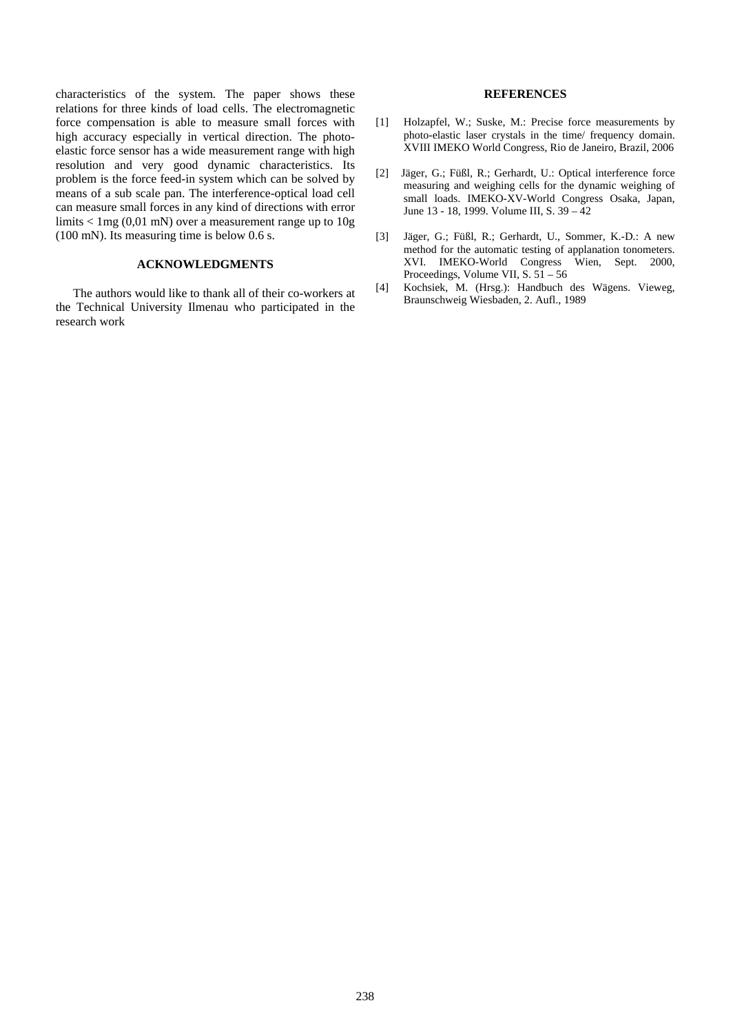characteristics of the system. The paper shows these relations for three kinds of load cells. The electromagnetic force compensation is able to measure small forces with high accuracy especially in vertical direction. The photo-elastic force sensor has a wide measurement range with high resolution and very good dynamic characteristics. Its problem is the force feed-in system which can be solved by means of a sub scale pan. The interference-optical load cell can measure small forces in any kind of directions with error limits < 1mg (0,01 mN) over a measurement range up to 10g (100 mN). Its measuring time is below 0.6 s.

## ACKNOWLEDGMENTS

The authors would like to thank all of their co-workers at the Technical University Ilmenau who participated in the research work

## REFERENCES

[1] Holzapfel, W.; Suske, M.: Precise force measurements by photo-elastic laser crystals in the time/ frequency domain. XVIII IMEKO World Congress, Rio de Janeiro, Brazil, 2006

[2] Jäger, G.; Füßl, R.; Gerhardt, U.: Optical interference force measuring and weighing cells for the dynamic weighing of small loads. IMEKO-XV-World Congress Osaka, Japan, June 13 - 18, 1999. Volume III, S. 39 – 42

[3] Jäger, G.; Füßl, R.; Gerhardt, U., Sommer, K.-D.: A new method for the automatic testing of applanation tonometers. XVI. IMEKO-World Congress Wien, Sept. 2000, Proceedings, Volume VII, S. 51 – 56

[4] Kochsiek, M. (Hrsg.): Handbuch des Wägens. Vieweg, Braunschweig Wiesbaden, 2. Aufl., 1989